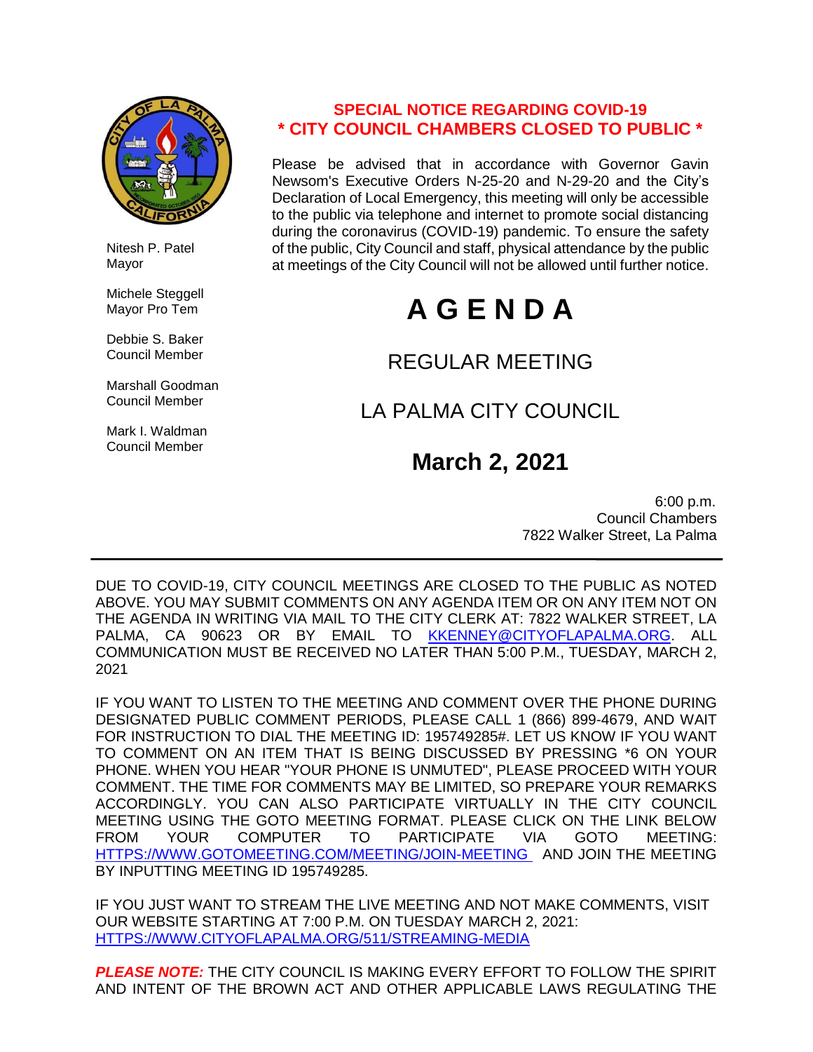Nitesh P. Patel
Mayor

Michele Steggell
Mayor Pro Tem

Debbie S. Baker
Council Member

Marshall Goodman
Council Member

Mark I. Waldman
Council Member

**SPECIAL NOTICE REGARDING COVID-19**
**\* CITY COUNCIL CHAMBERS CLOSED TO PUBLIC \***

Please be advised that in accordance with Governor Gavin Newsom's Executive Orders N-25-20 and N-29-20 and the City's Declaration of Local Emergency, this meeting will only be accessible to the public via telephone and internet to promote social distancing during the coronavirus (COVID-19) pandemic. To ensure the safety of the public, City Council and staff, physical attendance by the public at meetings of the City Council will not be allowed until further notice.

# A G E N D A

## REGULAR MEETING

## LA PALMA CITY COUNCIL

## March 2, 2021

6:00 p.m.
Council Chambers
7822 Walker Street, La Palma

---

DUE TO COVID-19, CITY COUNCIL MEETINGS ARE CLOSED TO THE PUBLIC AS NOTED ABOVE. YOU MAY SUBMIT COMMENTS ON ANY AGENDA ITEM OR ON ANY ITEM NOT ON THE AGENDA IN WRITING VIA MAIL TO THE CITY CLERK AT: 7822 WALKER STREET, LA PALMA, CA 90623 OR BY EMAIL TO KKENNEY@CITYOFLAPALMA.ORG. ALL COMMUNICATION MUST BE RECEIVED NO LATER THAN 5:00 P.M., TUESDAY, MARCH 2, 2021

IF YOU WANT TO LISTEN TO THE MEETING AND COMMENT OVER THE PHONE DURING DESIGNATED PUBLIC COMMENT PERIODS, PLEASE CALL 1 (866) 899-4679, AND WAIT FOR INSTRUCTION TO DIAL THE MEETING ID: 195749285#. LET US KNOW IF YOU WANT TO COMMENT ON AN ITEM THAT IS BEING DISCUSSED BY PRESSING \*6 ON YOUR PHONE. WHEN YOU HEAR "YOUR PHONE IS UNMUTED", PLEASE PROCEED WITH YOUR COMMENT. THE TIME FOR COMMENTS MAY BE LIMITED, SO PREPARE YOUR REMARKS ACCORDINGLY. YOU CAN ALSO PARTICIPATE VIRTUALLY IN THE CITY COUNCIL MEETING USING THE GOTO MEETING FORMAT. PLEASE CLICK ON THE LINK BELOW FROM YOUR COMPUTER TO PARTICIPATE VIA GOTO MEETING: HTTPS://WWW.GOTOMEETING.COM/MEETING/JOIN-MEETING AND JOIN THE MEETING BY INPUTTING MEETING ID 195749285.

IF YOU JUST WANT TO STREAM THE LIVE MEETING AND NOT MAKE COMMENTS, VISIT OUR WEBSITE STARTING AT 7:00 P.M. ON TUESDAY MARCH 2, 2021: HTTPS://WWW.CITYOFLAPALMA.ORG/511/STREAMING-MEDIA

***PLEASE NOTE:*** THE CITY COUNCIL IS MAKING EVERY EFFORT TO FOLLOW THE SPIRIT AND INTENT OF THE BROWN ACT AND OTHER APPLICABLE LAWS REGULATING THE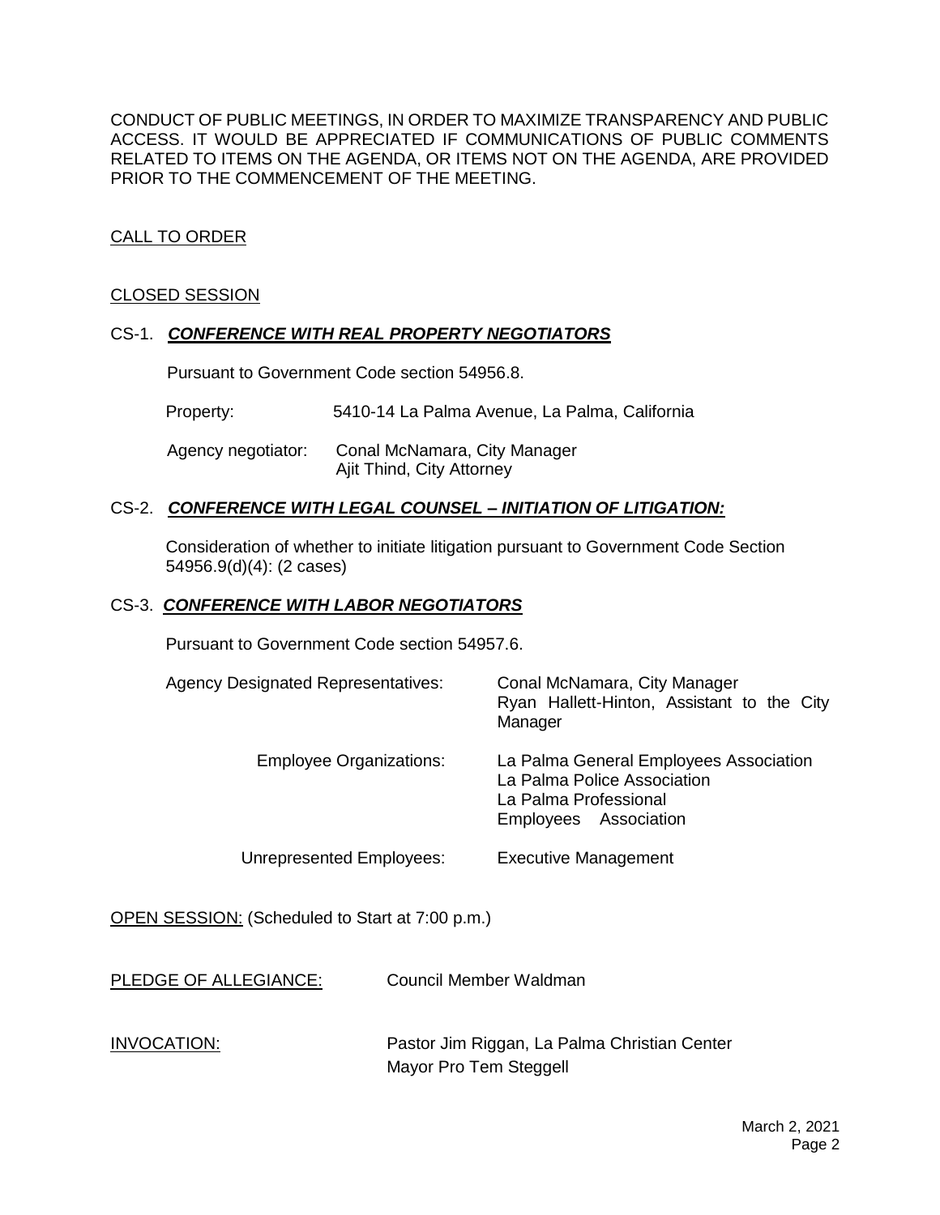CONDUCT OF PUBLIC MEETINGS, IN ORDER TO MAXIMIZE TRANSPARENCY AND PUBLIC ACCESS. IT WOULD BE APPRECIATED IF COMMUNICATIONS OF PUBLIC COMMENTS RELATED TO ITEMS ON THE AGENDA, OR ITEMS NOT ON THE AGENDA, ARE PROVIDED PRIOR TO THE COMMENCEMENT OF THE MEETING.

CALL TO ORDER

CLOSED SESSION

CS-1. ***CONFERENCE WITH REAL PROPERTY NEGOTIATORS***

Pursuant to Government Code section 54956.8.

Property: 5410-14 La Palma Avenue, La Palma, California

Agency negotiator: Conal McNamara, City Manager
Ajit Thind, City Attorney

CS-2. ***CONFERENCE WITH LEGAL COUNSEL – INITIATION OF LITIGATION:***

Consideration of whether to initiate litigation pursuant to Government Code Section 54956.9(d)(4): (2 cases)

CS-3. ***CONFERENCE WITH LABOR NEGOTIATORS***

Pursuant to Government Code section 54957.6.

Agency Designated Representatives: Conal McNamara, City Manager
Ryan Hallett-Hinton, Assistant to the City Manager

Employee Organizations: La Palma General Employees Association
La Palma Police Association
La Palma Professional Employees Association

Unrepresented Employees: Executive Management

OPEN SESSION: (Scheduled to Start at 7:00 p.m.)

PLEDGE OF ALLEGIANCE: Council Member Waldman

INVOCATION: Pastor Jim Riggan, La Palma Christian Center
Mayor Pro Tem Steggell

March 2, 2021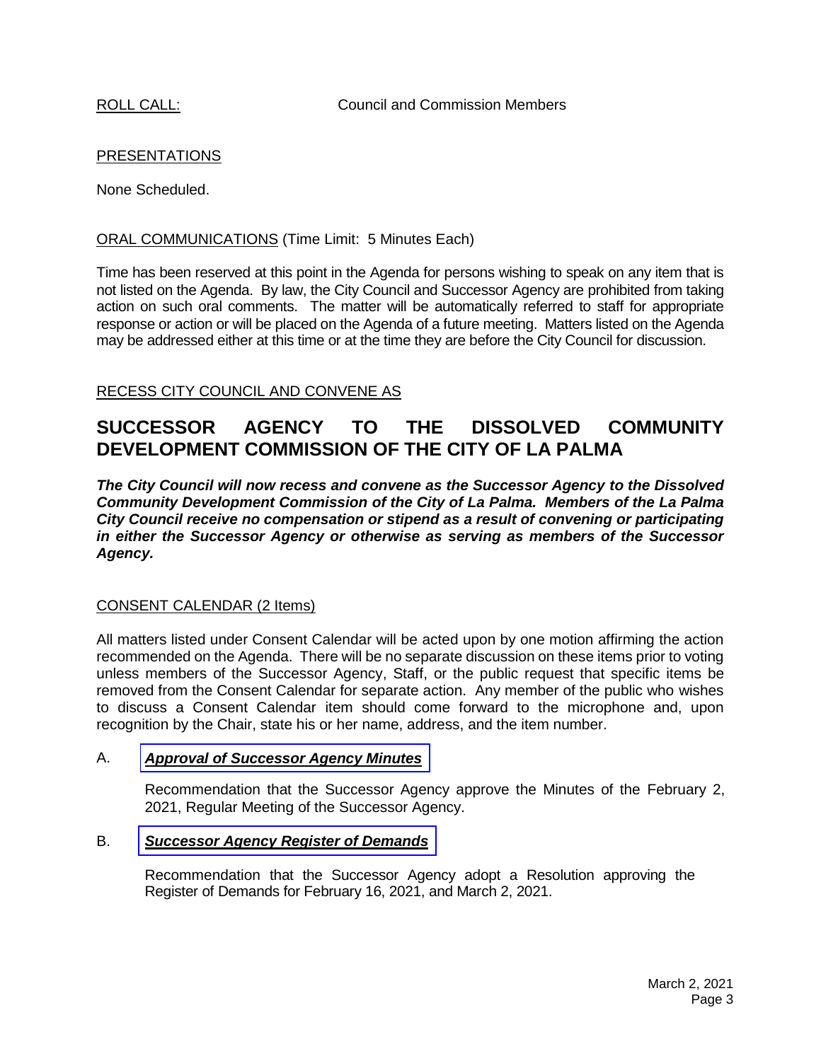ROLL CALL: Council and Commission Members

PRESENTATIONS

None Scheduled.

ORAL COMMUNICATIONS (Time Limit: 5 Minutes Each)

Time has been reserved at this point in the Agenda for persons wishing to speak on any item that is not listed on the Agenda. By law, the City Council and Successor Agency are prohibited from taking action on such oral comments. The matter will be automatically referred to staff for appropriate response or action or will be placed on the Agenda of a future meeting. Matters listed on the Agenda may be addressed either at this time or at the time they are before the City Council for discussion.

RECESS CITY COUNCIL AND CONVENE AS

## SUCCESSOR AGENCY TO THE DISSOLVED COMMUNITY DEVELOPMENT COMMISSION OF THE CITY OF LA PALMA

***The City Council will now recess and convene as the Successor Agency to the Dissolved Community Development Commission of the City of La Palma. Members of the La Palma City Council receive no compensation or stipend as a result of convening or participating in either the Successor Agency or otherwise as serving as members of the Successor Agency.***

CONSENT CALENDAR (2 Items)

All matters listed under Consent Calendar will be acted upon by one motion affirming the action recommended on the Agenda. There will be no separate discussion on these items prior to voting unless members of the Successor Agency, Staff, or the public request that specific items be removed from the Consent Calendar for separate action. Any member of the public who wishes to discuss a Consent Calendar item should come forward to the microphone and, upon recognition by the Chair, state his or her name, address, and the item number.

A. ***Approval of Successor Agency Minutes***

Recommendation that the Successor Agency approve the Minutes of the February 2, 2021, Regular Meeting of the Successor Agency.

B. ***Successor Agency Register of Demands***

Recommendation that the Successor Agency adopt a Resolution approving the Register of Demands for February 16, 2021, and March 2, 2021.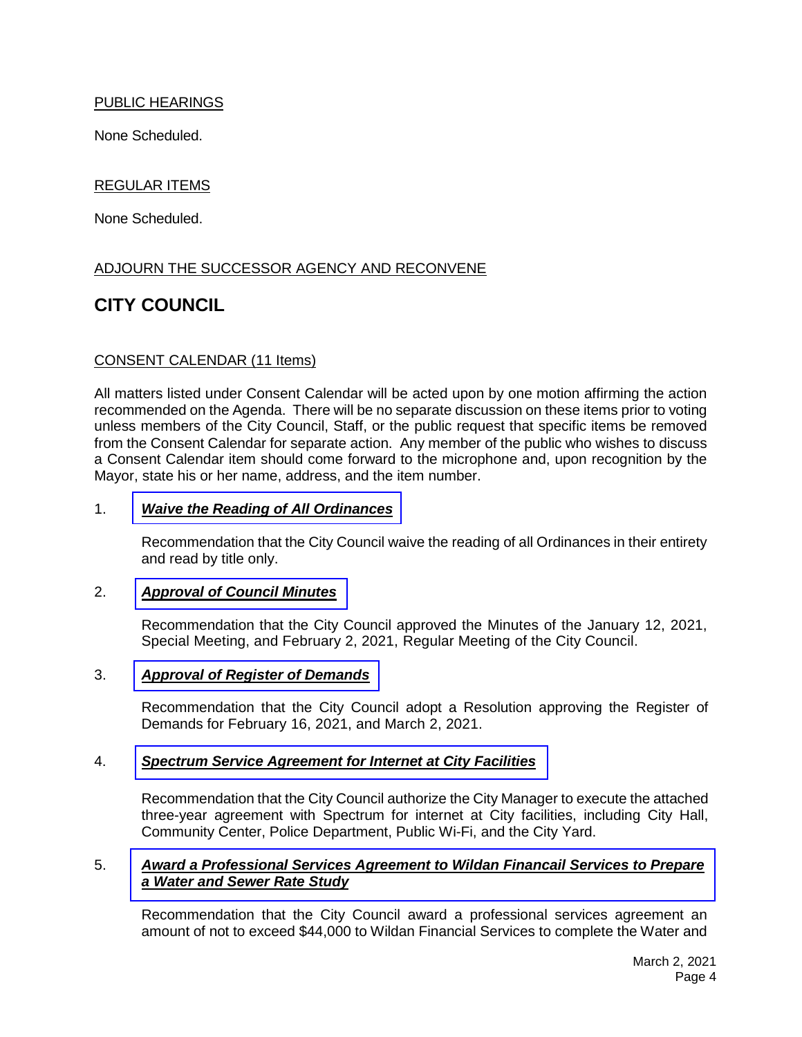PUBLIC HEARINGS

None Scheduled.

REGULAR ITEMS

None Scheduled.

ADJOURN THE SUCCESSOR AGENCY AND RECONVENE

## CITY COUNCIL

CONSENT CALENDAR (11 Items)

All matters listed under Consent Calendar will be acted upon by one motion affirming the action recommended on the Agenda. There will be no separate discussion on these items prior to voting unless members of the City Council, Staff, or the public request that specific items be removed from the Consent Calendar for separate action. Any member of the public who wishes to discuss a Consent Calendar item should come forward to the microphone and, upon recognition by the Mayor, state his or her name, address, and the item number.

1. ***Waive the Reading of All Ordinances***

   Recommendation that the City Council waive the reading of all Ordinances in their entirety and read by title only.

2. ***Approval of Council Minutes***

   Recommendation that the City Council approved the Minutes of the January 12, 2021, Special Meeting, and February 2, 2021, Regular Meeting of the City Council.

3. ***Approval of Register of Demands***

   Recommendation that the City Council adopt a Resolution approving the Register of Demands for February 16, 2021, and March 2, 2021.

4. ***Spectrum Service Agreement for Internet at City Facilities***

   Recommendation that the City Council authorize the City Manager to execute the attached three-year agreement with Spectrum for internet at City facilities, including City Hall, Community Center, Police Department, Public Wi-Fi, and the City Yard.

5. ***Award a Professional Services Agreement to Wildan Financail Services to Prepare a Water and Sewer Rate Study***

   Recommendation that the City Council award a professional services agreement an amount of not to exceed $44,000 to Wildan Financial Services to complete the Water and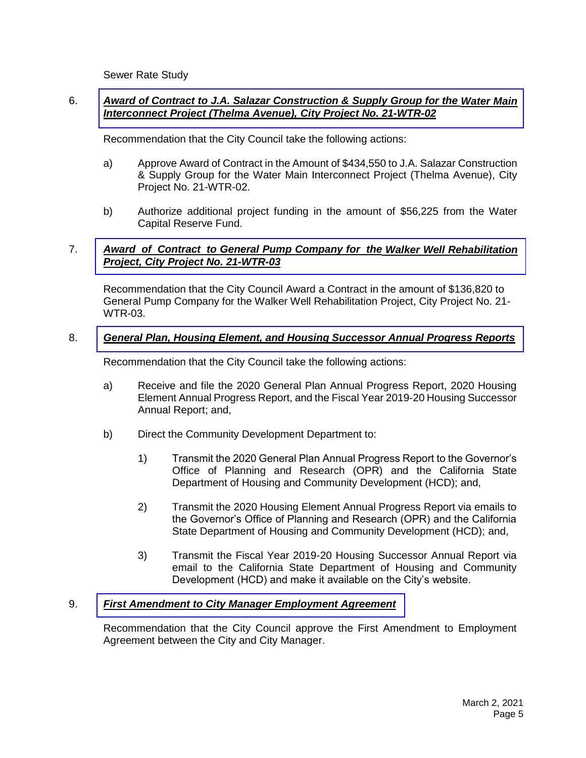Sewer Rate Study

6. ***Award of Contract to J.A. Salazar Construction & Supply Group for the Water Main Interconnect Project (Thelma Avenue), City Project No. 21-WTR-02***

Recommendation that the City Council take the following actions:

a) Approve Award of Contract in the Amount of $434,550 to J.A. Salazar Construction & Supply Group for the Water Main Interconnect Project (Thelma Avenue), City Project No. 21-WTR-02.

b) Authorize additional project funding in the amount of $56,225 from the Water Capital Reserve Fund.

7. ***Award of Contract to General Pump Company for the Walker Well Rehabilitation Project, City Project No. 21-WTR-03***

Recommendation that the City Council Award a Contract in the amount of $136,820 to General Pump Company for the Walker Well Rehabilitation Project, City Project No. 21-WTR-03.

8. ***General Plan, Housing Element, and Housing Successor Annual Progress Reports***

Recommendation that the City Council take the following actions:

a) Receive and file the 2020 General Plan Annual Progress Report, 2020 Housing Element Annual Progress Report, and the Fiscal Year 2019-20 Housing Successor Annual Report; and,

b) Direct the Community Development Department to:

1) Transmit the 2020 General Plan Annual Progress Report to the Governor's Office of Planning and Research (OPR) and the California State Department of Housing and Community Development (HCD); and,

2) Transmit the 2020 Housing Element Annual Progress Report via emails to the Governor's Office of Planning and Research (OPR) and the California State Department of Housing and Community Development (HCD); and,

3) Transmit the Fiscal Year 2019-20 Housing Successor Annual Report via email to the California State Department of Housing and Community Development (HCD) and make it available on the City's website.

9. ***First Amendment to City Manager Employment Agreement***

Recommendation that the City Council approve the First Amendment to Employment Agreement between the City and City Manager.

March 2, 2021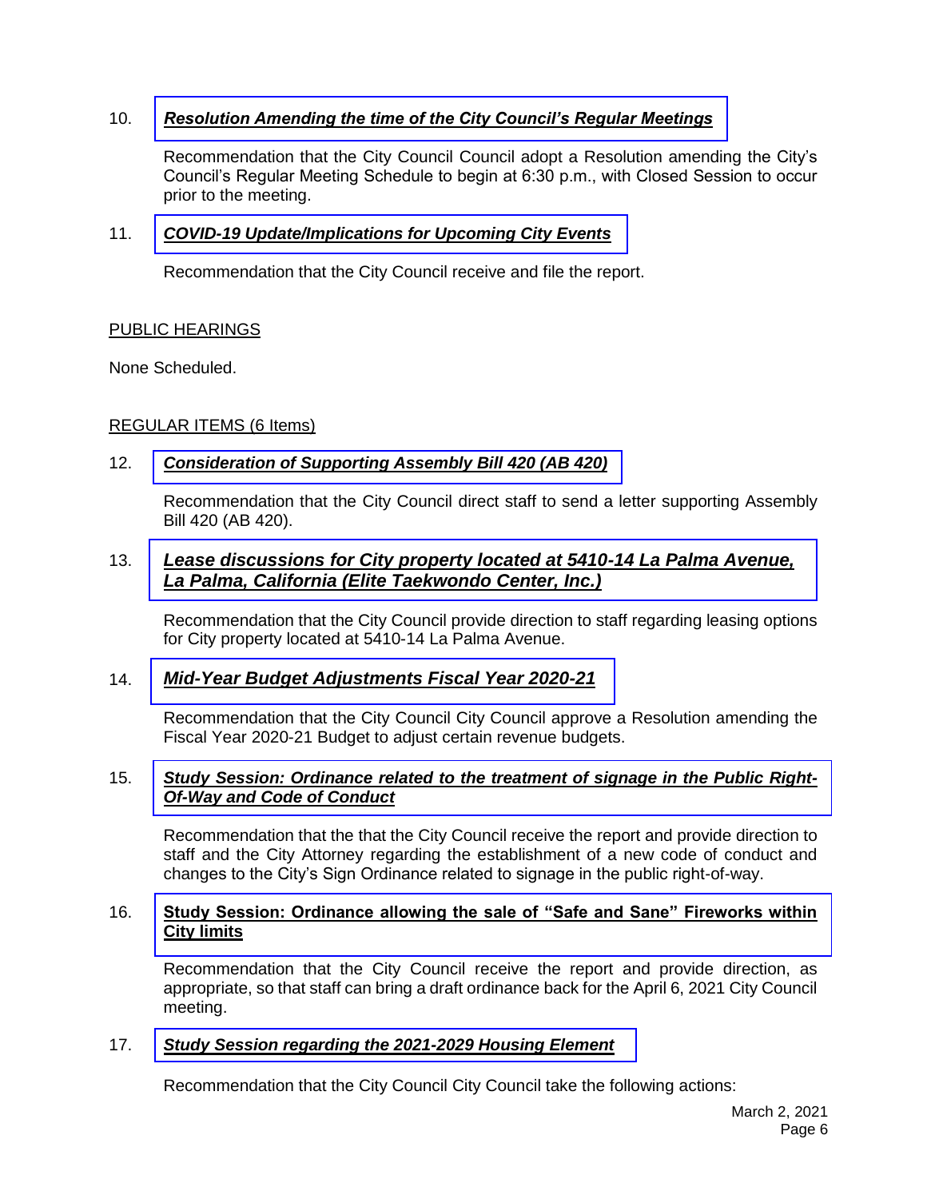10. ***Resolution Amending the time of the City Council's Regular Meetings***

    Recommendation that the City Council Council adopt a Resolution amending the City's Council's Regular Meeting Schedule to begin at 6:30 p.m., with Closed Session to occur prior to the meeting.

11. ***COVID-19 Update/Implications for Upcoming City Events***

    Recommendation that the City Council receive and file the report.

PUBLIC HEARINGS

None Scheduled.

REGULAR ITEMS (6 Items)

12. ***Consideration of Supporting Assembly Bill 420 (AB 420)***

    Recommendation that the City Council direct staff to send a letter supporting Assembly Bill 420 (AB 420).

13. ***Lease discussions for City property located at 5410-14 La Palma Avenue, La Palma, California (Elite Taekwondo Center, Inc.)***

    Recommendation that the City Council provide direction to staff regarding leasing options for City property located at 5410-14 La Palma Avenue.

14. ***Mid-Year Budget Adjustments Fiscal Year 2020-21***

    Recommendation that the City Council City Council approve a Resolution amending the Fiscal Year 2020-21 Budget to adjust certain revenue budgets.

15. ***Study Session: Ordinance related to the treatment of signage in the Public Right-Of-Way and Code of Conduct***

    Recommendation that the that the City Council receive the report and provide direction to staff and the City Attorney regarding the establishment of a new code of conduct and changes to the City's Sign Ordinance related to signage in the public right-of-way.

16. **Study Session: Ordinance allowing the sale of "Safe and Sane" Fireworks within City limits**

    Recommendation that the City Council receive the report and provide direction, as appropriate, so that staff can bring a draft ordinance back for the April 6, 2021 City Council meeting.

17. ***Study Session regarding the 2021-2029 Housing Element***

    Recommendation that the City Council City Council take the following actions: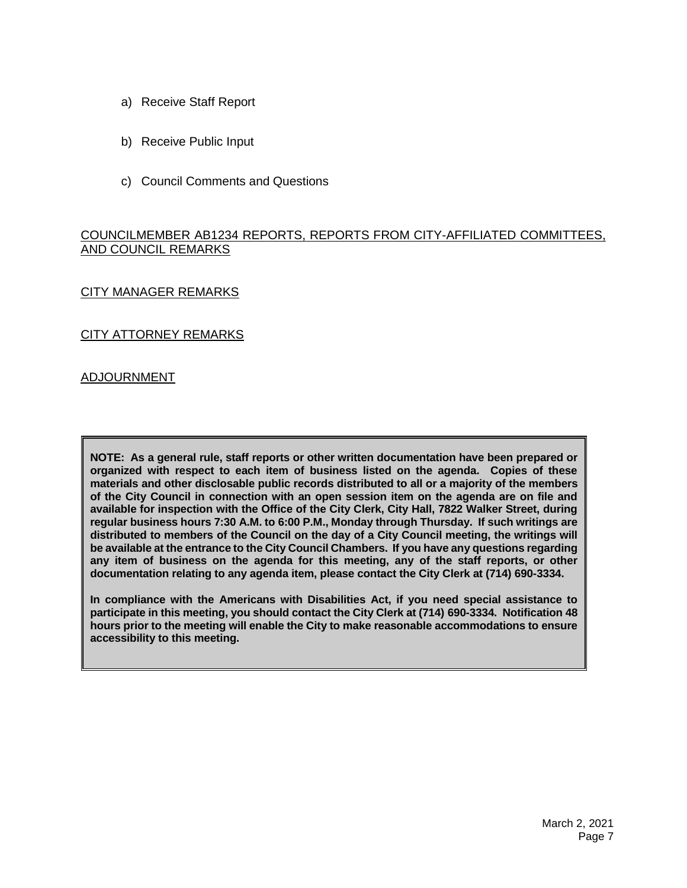a) Receive Staff Report

b) Receive Public Input

c) Council Comments and Questions

COUNCILMEMBER AB1234 REPORTS, REPORTS FROM CITY-AFFILIATED COMMITTEES, AND COUNCIL REMARKS

CITY MANAGER REMARKS

CITY ATTORNEY REMARKS

ADJOURNMENT

**NOTE: As a general rule, staff reports or other written documentation have been prepared or organized with respect to each item of business listed on the agenda. Copies of these materials and other disclosable public records distributed to all or a majority of the members of the City Council in connection with an open session item on the agenda are on file and available for inspection with the Office of the City Clerk, City Hall, 7822 Walker Street, during regular business hours 7:30 A.M. to 6:00 P.M., Monday through Thursday. If such writings are distributed to members of the Council on the day of a City Council meeting, the writings will be available at the entrance to the City Council Chambers. If you have any questions regarding any item of business on the agenda for this meeting, any of the staff reports, or other documentation relating to any agenda item, please contact the City Clerk at (714) 690-3334.**

**In compliance with the Americans with Disabilities Act, if you need special assistance to participate in this meeting, you should contact the City Clerk at (714) 690-3334. Notification 48 hours prior to the meeting will enable the City to make reasonable accommodations to ensure accessibility to this meeting.**